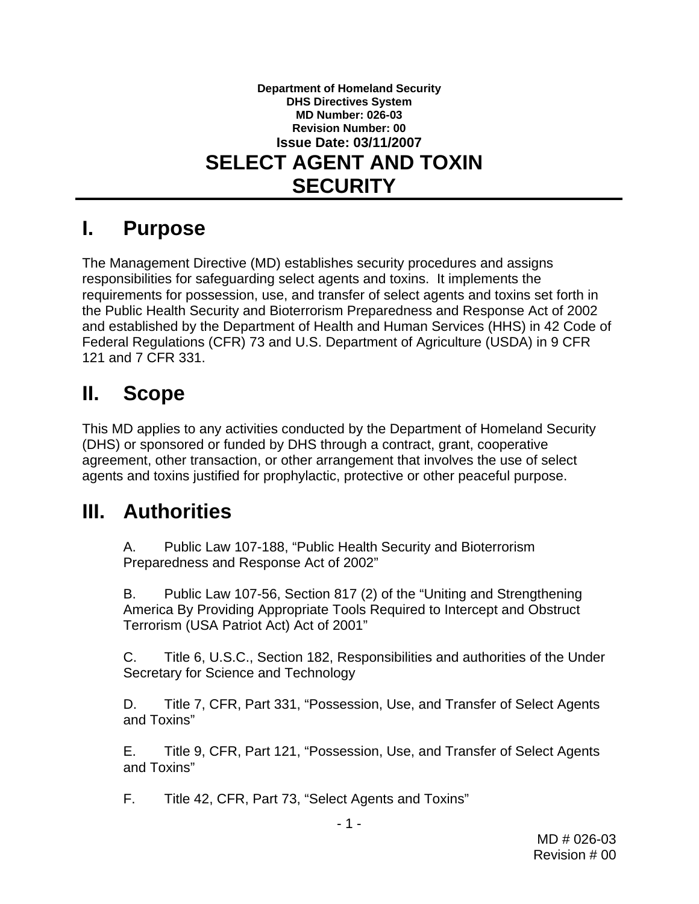**Department of Homeland Security**
**DHS Directives System**
**MD Number: 026-03**
**Revision Number: 00**
**Issue Date: 03/11/2007**

# SELECT AGENT AND TOXIN SECURITY

## I. Purpose

The Management Directive (MD) establishes security procedures and assigns responsibilities for safeguarding select agents and toxins. It implements the requirements for possession, use, and transfer of select agents and toxins set forth in the Public Health Security and Bioterrorism Preparedness and Response Act of 2002 and established by the Department of Health and Human Services (HHS) in 42 Code of Federal Regulations (CFR) 73 and U.S. Department of Agriculture (USDA) in 9 CFR 121 and 7 CFR 331.

## II. Scope

This MD applies to any activities conducted by the Department of Homeland Security (DHS) or sponsored or funded by DHS through a contract, grant, cooperative agreement, other transaction, or other arrangement that involves the use of select agents and toxins justified for prophylactic, protective or other peaceful purpose.

## III. Authorities

A. Public Law 107-188, "Public Health Security and Bioterrorism Preparedness and Response Act of 2002"

B. Public Law 107-56, Section 817 (2) of the "Uniting and Strengthening America By Providing Appropriate Tools Required to Intercept and Obstruct Terrorism (USA Patriot Act) Act of 2001"

C. Title 6, U.S.C., Section 182, Responsibilities and authorities of the Under Secretary for Science and Technology

D. Title 7, CFR, Part 331, "Possession, Use, and Transfer of Select Agents and Toxins"

E. Title 9, CFR, Part 121, "Possession, Use, and Transfer of Select Agents and Toxins"

F. Title 42, CFR, Part 73, "Select Agents and Toxins"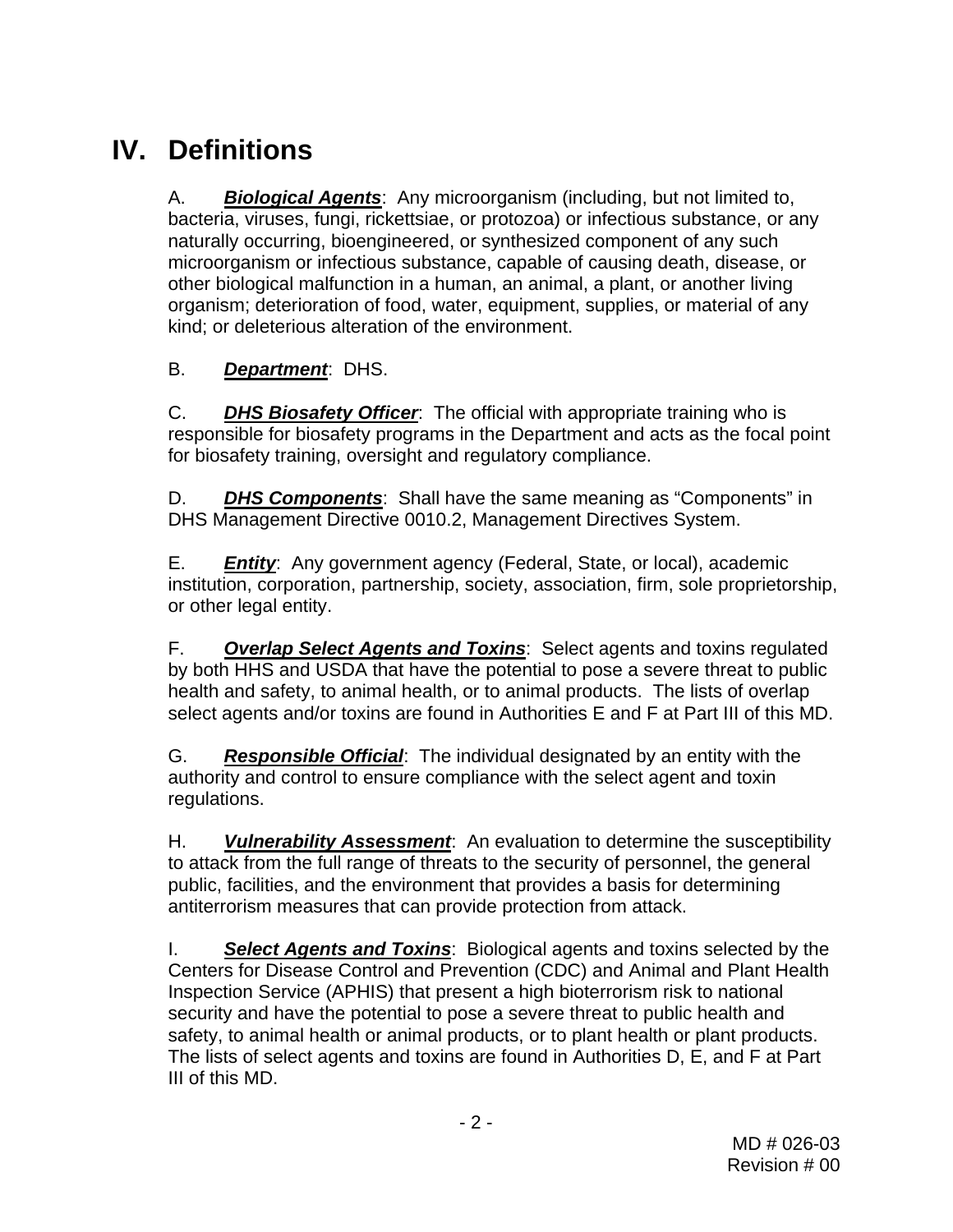# IV. Definitions

A. ***Biological Agents***: Any microorganism (including, but not limited to, bacteria, viruses, fungi, rickettsiae, or protozoa) or infectious substance, or any naturally occurring, bioengineered, or synthesized component of any such microorganism or infectious substance, capable of causing death, disease, or other biological malfunction in a human, an animal, a plant, or another living organism; deterioration of food, water, equipment, supplies, or material of any kind; or deleterious alteration of the environment.

B. ***Department***: DHS.

C. ***DHS Biosafety Officer***: The official with appropriate training who is responsible for biosafety programs in the Department and acts as the focal point for biosafety training, oversight and regulatory compliance.

D. ***DHS Components***: Shall have the same meaning as "Components" in DHS Management Directive 0010.2, Management Directives System.

E. ***Entity***: Any government agency (Federal, State, or local), academic institution, corporation, partnership, society, association, firm, sole proprietorship, or other legal entity.

F. ***Overlap Select Agents and Toxins***: Select agents and toxins regulated by both HHS and USDA that have the potential to pose a severe threat to public health and safety, to animal health, or to animal products. The lists of overlap select agents and/or toxins are found in Authorities E and F at Part III of this MD.

G. ***Responsible Official***: The individual designated by an entity with the authority and control to ensure compliance with the select agent and toxin regulations.

H. ***Vulnerability Assessment***: An evaluation to determine the susceptibility to attack from the full range of threats to the security of personnel, the general public, facilities, and the environment that provides a basis for determining antiterrorism measures that can provide protection from attack.

I. ***Select Agents and Toxins***: Biological agents and toxins selected by the Centers for Disease Control and Prevention (CDC) and Animal and Plant Health Inspection Service (APHIS) that present a high bioterrorism risk to national security and have the potential to pose a severe threat to public health and safety, to animal health or animal products, or to plant health or plant products. The lists of select agents and toxins are found in Authorities D, E, and F at Part III of this MD.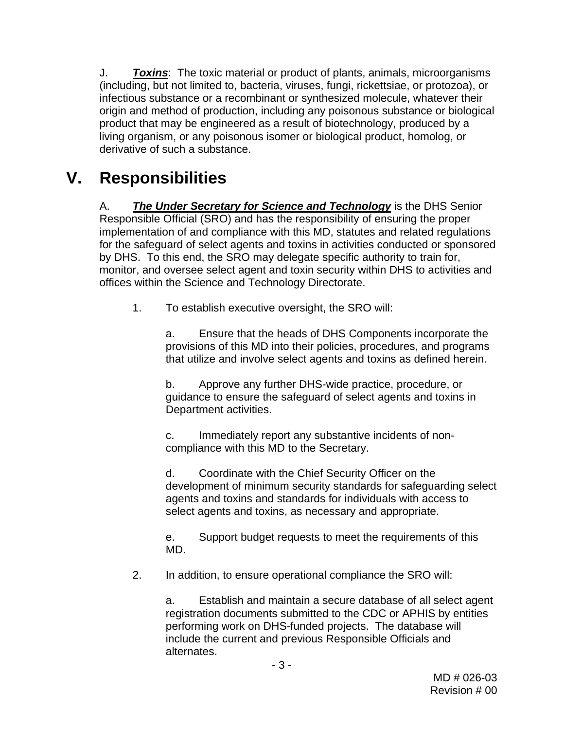J. ***Toxins***: The toxic material or product of plants, animals, microorganisms (including, but not limited to, bacteria, viruses, fungi, rickettsiae, or protozoa), or infectious substance or a recombinant or synthesized molecule, whatever their origin and method of production, including any poisonous substance or biological product that may be engineered as a result of biotechnology, produced by a living organism, or any poisonous isomer or biological product, homolog, or derivative of such a substance.

# V. Responsibilities

A. ***The Under Secretary for Science and Technology*** is the DHS Senior Responsible Official (SRO) and has the responsibility of ensuring the proper implementation of and compliance with this MD, statutes and related regulations for the safeguard of select agents and toxins in activities conducted or sponsored by DHS. To this end, the SRO may delegate specific authority to train for, monitor, and oversee select agent and toxin security within DHS to activities and offices within the Science and Technology Directorate.

1. To establish executive oversight, the SRO will:

   a. Ensure that the heads of DHS Components incorporate the provisions of this MD into their policies, procedures, and programs that utilize and involve select agents and toxins as defined herein.

   b. Approve any further DHS-wide practice, procedure, or guidance to ensure the safeguard of select agents and toxins in Department activities.

   c. Immediately report any substantive incidents of non-compliance with this MD to the Secretary.

   d. Coordinate with the Chief Security Officer on the development of minimum security standards for safeguarding select agents and toxins and standards for individuals with access to select agents and toxins, as necessary and appropriate.

   e. Support budget requests to meet the requirements of this MD.

2. In addition, to ensure operational compliance the SRO will:

   a. Establish and maintain a secure database of all select agent registration documents submitted to the CDC or APHIS by entities performing work on DHS-funded projects. The database will include the current and previous Responsible Officials and alternates.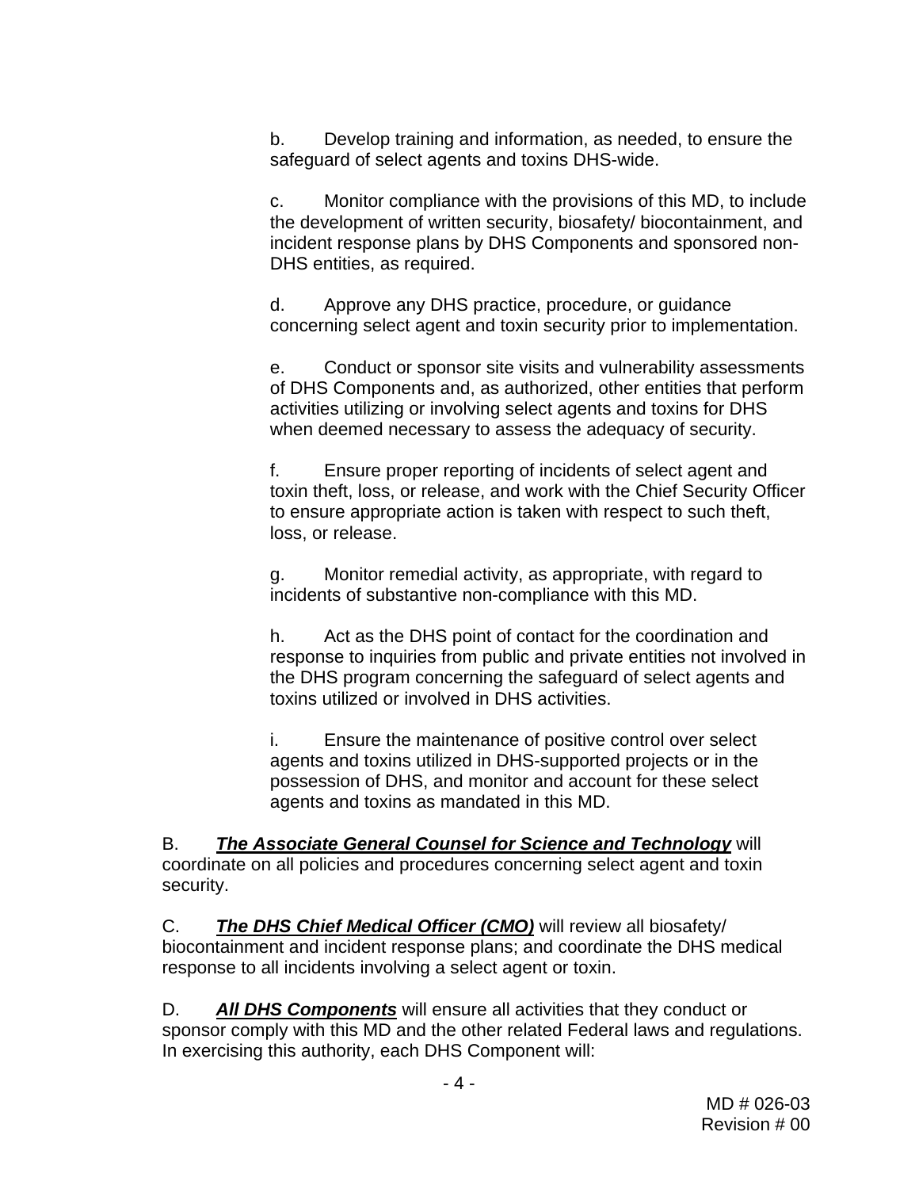b. Develop training and information, as needed, to ensure the safeguard of select agents and toxins DHS-wide.

c. Monitor compliance with the provisions of this MD, to include the development of written security, biosafety/ biocontainment, and incident response plans by DHS Components and sponsored non-DHS entities, as required.

d. Approve any DHS practice, procedure, or guidance concerning select agent and toxin security prior to implementation.

e. Conduct or sponsor site visits and vulnerability assessments of DHS Components and, as authorized, other entities that perform activities utilizing or involving select agents and toxins for DHS when deemed necessary to assess the adequacy of security.

f. Ensure proper reporting of incidents of select agent and toxin theft, loss, or release, and work with the Chief Security Officer to ensure appropriate action is taken with respect to such theft, loss, or release.

g. Monitor remedial activity, as appropriate, with regard to incidents of substantive non-compliance with this MD.

h. Act as the DHS point of contact for the coordination and response to inquiries from public and private entities not involved in the DHS program concerning the safeguard of select agents and toxins utilized or involved in DHS activities.

i. Ensure the maintenance of positive control over select agents and toxins utilized in DHS-supported projects or in the possession of DHS, and monitor and account for these select agents and toxins as mandated in this MD.

B. ***The Associate General Counsel for Science and Technology*** will coordinate on all policies and procedures concerning select agent and toxin security.

C. ***The DHS Chief Medical Officer (CMO)*** will review all biosafety/ biocontainment and incident response plans; and coordinate the DHS medical response to all incidents involving a select agent or toxin.

D. ***All DHS Components*** will ensure all activities that they conduct or sponsor comply with this MD and the other related Federal laws and regulations. In exercising this authority, each DHS Component will: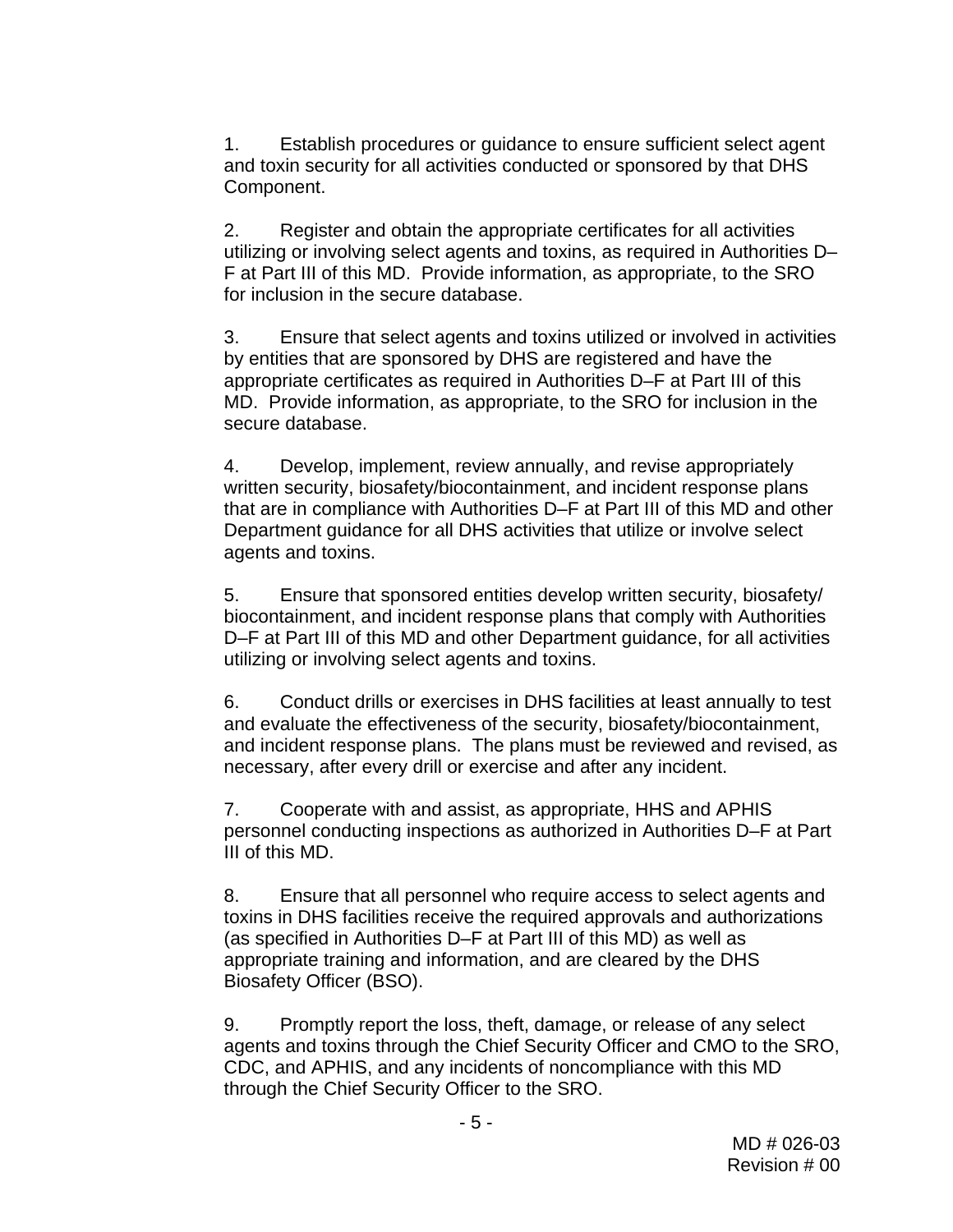1. Establish procedures or guidance to ensure sufficient select agent and toxin security for all activities conducted or sponsored by that DHS Component.

2. Register and obtain the appropriate certificates for all activities utilizing or involving select agents and toxins, as required in Authorities D–F at Part III of this MD. Provide information, as appropriate, to the SRO for inclusion in the secure database.

3. Ensure that select agents and toxins utilized or involved in activities by entities that are sponsored by DHS are registered and have the appropriate certificates as required in Authorities D–F at Part III of this MD. Provide information, as appropriate, to the SRO for inclusion in the secure database.

4. Develop, implement, review annually, and revise appropriately written security, biosafety/biocontainment, and incident response plans that are in compliance with Authorities D–F at Part III of this MD and other Department guidance for all DHS activities that utilize or involve select agents and toxins.

5. Ensure that sponsored entities develop written security, biosafety/ biocontainment, and incident response plans that comply with Authorities D–F at Part III of this MD and other Department guidance, for all activities utilizing or involving select agents and toxins.

6. Conduct drills or exercises in DHS facilities at least annually to test and evaluate the effectiveness of the security, biosafety/biocontainment, and incident response plans. The plans must be reviewed and revised, as necessary, after every drill or exercise and after any incident.

7. Cooperate with and assist, as appropriate, HHS and APHIS personnel conducting inspections as authorized in Authorities D–F at Part III of this MD.

8. Ensure that all personnel who require access to select agents and toxins in DHS facilities receive the required approvals and authorizations (as specified in Authorities D–F at Part III of this MD) as well as appropriate training and information, and are cleared by the DHS Biosafety Officer (BSO).

9. Promptly report the loss, theft, damage, or release of any select agents and toxins through the Chief Security Officer and CMO to the SRO, CDC, and APHIS, and any incidents of noncompliance with this MD through the Chief Security Officer to the SRO.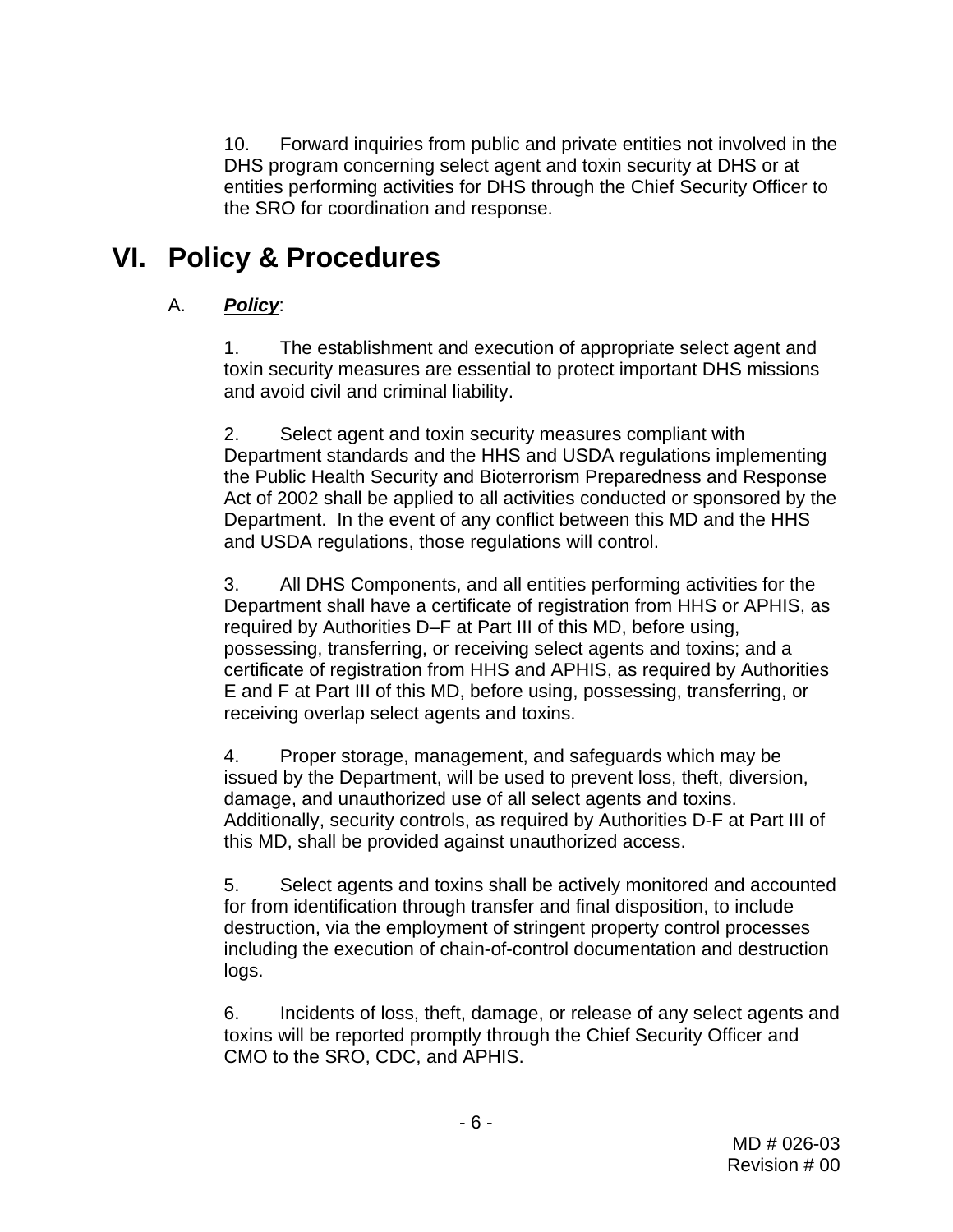10. Forward inquiries from public and private entities not involved in the DHS program concerning select agent and toxin security at DHS or at entities performing activities for DHS through the Chief Security Officer to the SRO for coordination and response.

# VI. Policy & Procedures

A. ***Policy***:

1. The establishment and execution of appropriate select agent and toxin security measures are essential to protect important DHS missions and avoid civil and criminal liability.

2. Select agent and toxin security measures compliant with Department standards and the HHS and USDA regulations implementing the Public Health Security and Bioterrorism Preparedness and Response Act of 2002 shall be applied to all activities conducted or sponsored by the Department. In the event of any conflict between this MD and the HHS and USDA regulations, those regulations will control.

3. All DHS Components, and all entities performing activities for the Department shall have a certificate of registration from HHS or APHIS, as required by Authorities D–F at Part III of this MD, before using, possessing, transferring, or receiving select agents and toxins; and a certificate of registration from HHS and APHIS, as required by Authorities E and F at Part III of this MD, before using, possessing, transferring, or receiving overlap select agents and toxins.

4. Proper storage, management, and safeguards which may be issued by the Department, will be used to prevent loss, theft, diversion, damage, and unauthorized use of all select agents and toxins. Additionally, security controls, as required by Authorities D-F at Part III of this MD, shall be provided against unauthorized access.

5. Select agents and toxins shall be actively monitored and accounted for from identification through transfer and final disposition, to include destruction, via the employment of stringent property control processes including the execution of chain-of-control documentation and destruction logs.

6. Incidents of loss, theft, damage, or release of any select agents and toxins will be reported promptly through the Chief Security Officer and CMO to the SRO, CDC, and APHIS.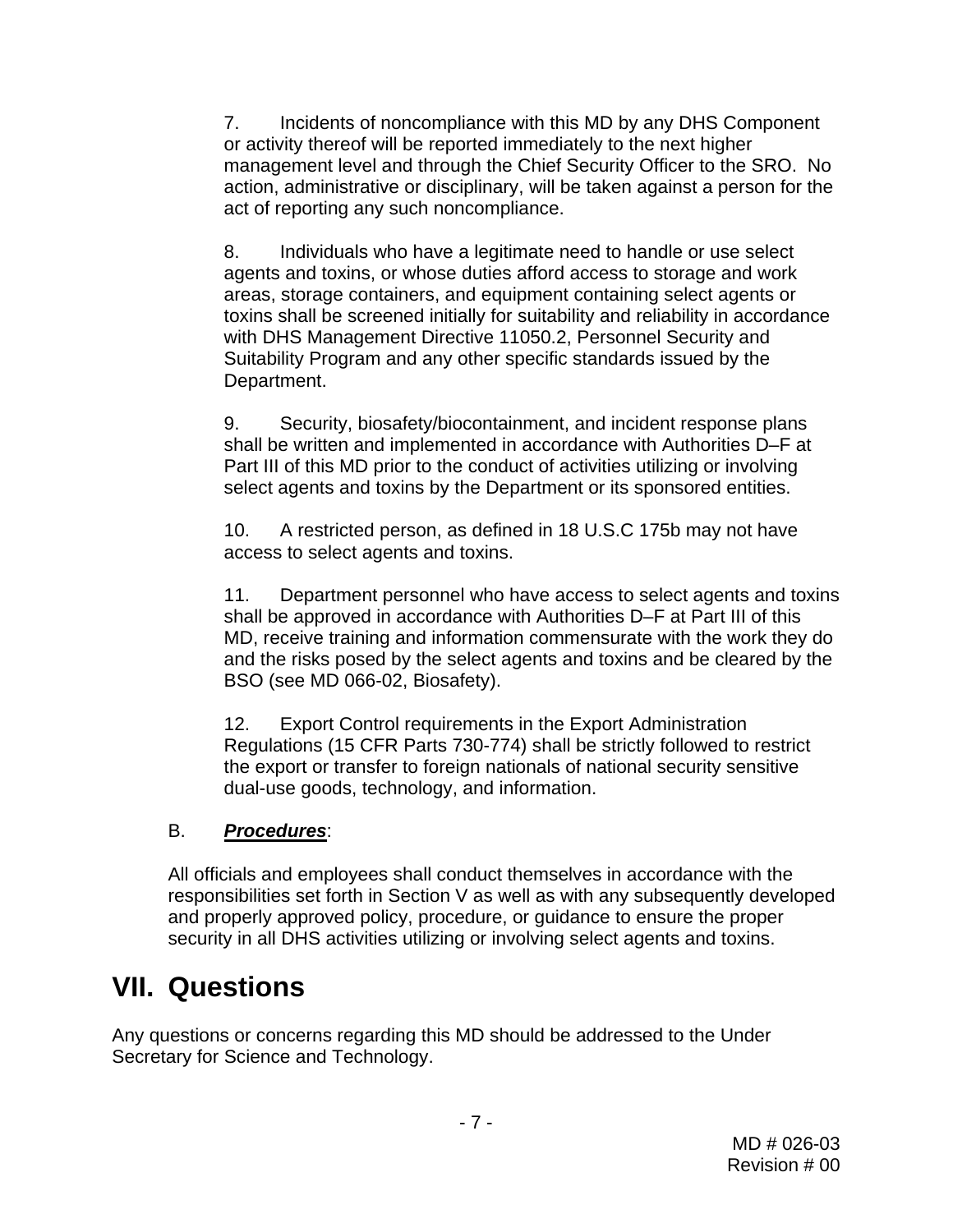7. Incidents of noncompliance with this MD by any DHS Component or activity thereof will be reported immediately to the next higher management level and through the Chief Security Officer to the SRO. No action, administrative or disciplinary, will be taken against a person for the act of reporting any such noncompliance.

8. Individuals who have a legitimate need to handle or use select agents and toxins, or whose duties afford access to storage and work areas, storage containers, and equipment containing select agents or toxins shall be screened initially for suitability and reliability in accordance with DHS Management Directive 11050.2, Personnel Security and Suitability Program and any other specific standards issued by the Department.

9. Security, biosafety/biocontainment, and incident response plans shall be written and implemented in accordance with Authorities D–F at Part III of this MD prior to the conduct of activities utilizing or involving select agents and toxins by the Department or its sponsored entities.

10. A restricted person, as defined in 18 U.S.C 175b may not have access to select agents and toxins.

11. Department personnel who have access to select agents and toxins shall be approved in accordance with Authorities D–F at Part III of this MD, receive training and information commensurate with the work they do and the risks posed by the select agents and toxins and be cleared by the BSO (see MD 066-02, Biosafety).

12. Export Control requirements in the Export Administration Regulations (15 CFR Parts 730-774) shall be strictly followed to restrict the export or transfer to foreign nationals of national security sensitive dual-use goods, technology, and information.

B. ***Procedures***:

All officials and employees shall conduct themselves in accordance with the responsibilities set forth in Section V as well as with any subsequently developed and properly approved policy, procedure, or guidance to ensure the proper security in all DHS activities utilizing or involving select agents and toxins.

# VII. Questions

Any questions or concerns regarding this MD should be addressed to the Under Secretary for Science and Technology.